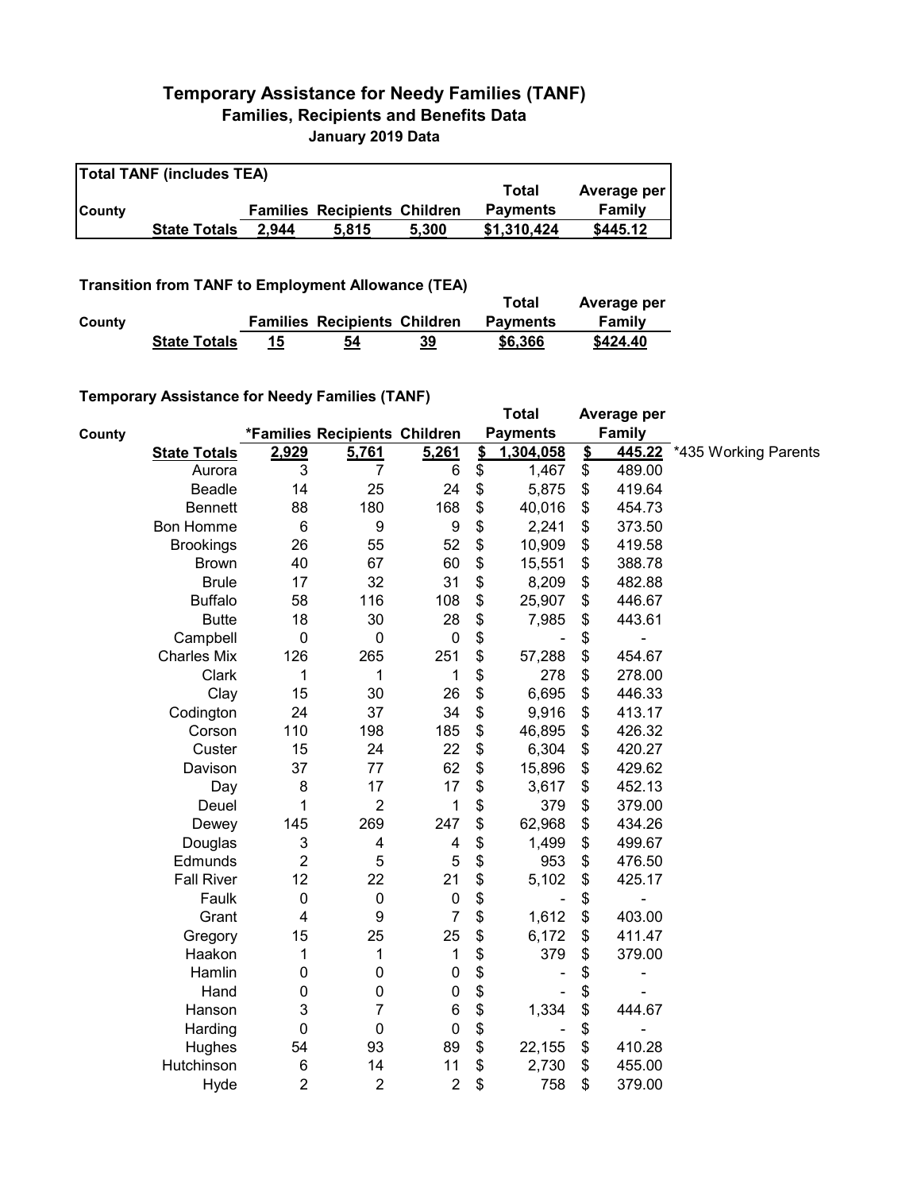# Temporary Assistance for Needy Families (TANF)

## Families, Recipients and Benefits Data

### January 2019 Data

**Total TANF (includes TEA)**

| County | | Families | Recipients | Children | Total Payments | Average per Family |
|---|---|---|---|---|---|---|
| | **State Totals** | **2,944** | **5,815** | **5,300** | **$1,310,424** | **$445.12** |

**Transition from TANF to Employment Allowance (TEA)**

| County | | Families | Recipients | Children | Total Payments | Average per Family |
|---|---|---|---|---|---|---|
| | **State Totals** | **15** | **54** | **39** | **$6,366** | **$424.40** |

**Temporary Assistance for Needy Families (TANF)**

| County | | *Families | Recipients | Children | Total Payments | Average per Family | |
|---|---|---|---|---|---|---|---|
| | **State Totals** | **2,929** | **5,761** | **5,261** | **$ 1,304,058** | **$ 445.22** | *435 Working Parents |
| | Aurora | 3 | 7 | 6 | $ 1,467 | $ 489.00 | |
| | Beadle | 14 | 25 | 24 | $ 5,875 | $ 419.64 | |
| | Bennett | 88 | 180 | 168 | $ 40,016 | $ 454.73 | |
| | Bon Homme | 6 | 9 | 9 | $ 2,241 | $ 373.50 | |
| | Brookings | 26 | 55 | 52 | $ 10,909 | $ 419.58 | |
| | Brown | 40 | 67 | 60 | $ 15,551 | $ 388.78 | |
| | Brule | 17 | 32 | 31 | $ 8,209 | $ 482.88 | |
| | Buffalo | 58 | 116 | 108 | $ 25,907 | $ 446.67 | |
| | Butte | 18 | 30 | 28 | $ 7,985 | $ 443.61 | |
| | Campbell | 0 | 0 | 0 | $ - | $ - | |
| | Charles Mix | 126 | 265 | 251 | $ 57,288 | $ 454.67 | |
| | Clark | 1 | 1 | 1 | $ 278 | $ 278.00 | |
| | Clay | 15 | 30 | 26 | $ 6,695 | $ 446.33 | |
| | Codington | 24 | 37 | 34 | $ 9,916 | $ 413.17 | |
| | Corson | 110 | 198 | 185 | $ 46,895 | $ 426.32 | |
| | Custer | 15 | 24 | 22 | $ 6,304 | $ 420.27 | |
| | Davison | 37 | 77 | 62 | $ 15,896 | $ 429.62 | |
| | Day | 8 | 17 | 17 | $ 3,617 | $ 452.13 | |
| | Deuel | 1 | 2 | 1 | $ 379 | $ 379.00 | |
| | Dewey | 145 | 269 | 247 | $ 62,968 | $ 434.26 | |
| | Douglas | 3 | 4 | 4 | $ 1,499 | $ 499.67 | |
| | Edmunds | 2 | 5 | 5 | $ 953 | $ 476.50 | |
| | Fall River | 12 | 22 | 21 | $ 5,102 | $ 425.17 | |
| | Faulk | 0 | 0 | 0 | $ - | $ - | |
| | Grant | 4 | 9 | 7 | $ 1,612 | $ 403.00 | |
| | Gregory | 15 | 25 | 25 | $ 6,172 | $ 411.47 | |
| | Haakon | 1 | 1 | 1 | $ 379 | $ 379.00 | |
| | Hamlin | 0 | 0 | 0 | $ - | $ - | |
| | Hand | 0 | 0 | 0 | $ - | $ - | |
| | Hanson | 3 | 7 | 6 | $ 1,334 | $ 444.67 | |
| | Harding | 0 | 0 | 0 | $ - | $ - | |
| | Hughes | 54 | 93 | 89 | $ 22,155 | $ 410.28 | |
| | Hutchinson | 6 | 14 | 11 | $ 2,730 | $ 455.00 | |
| | Hyde | 2 | 2 | 2 | $ 758 | $ 379.00 | |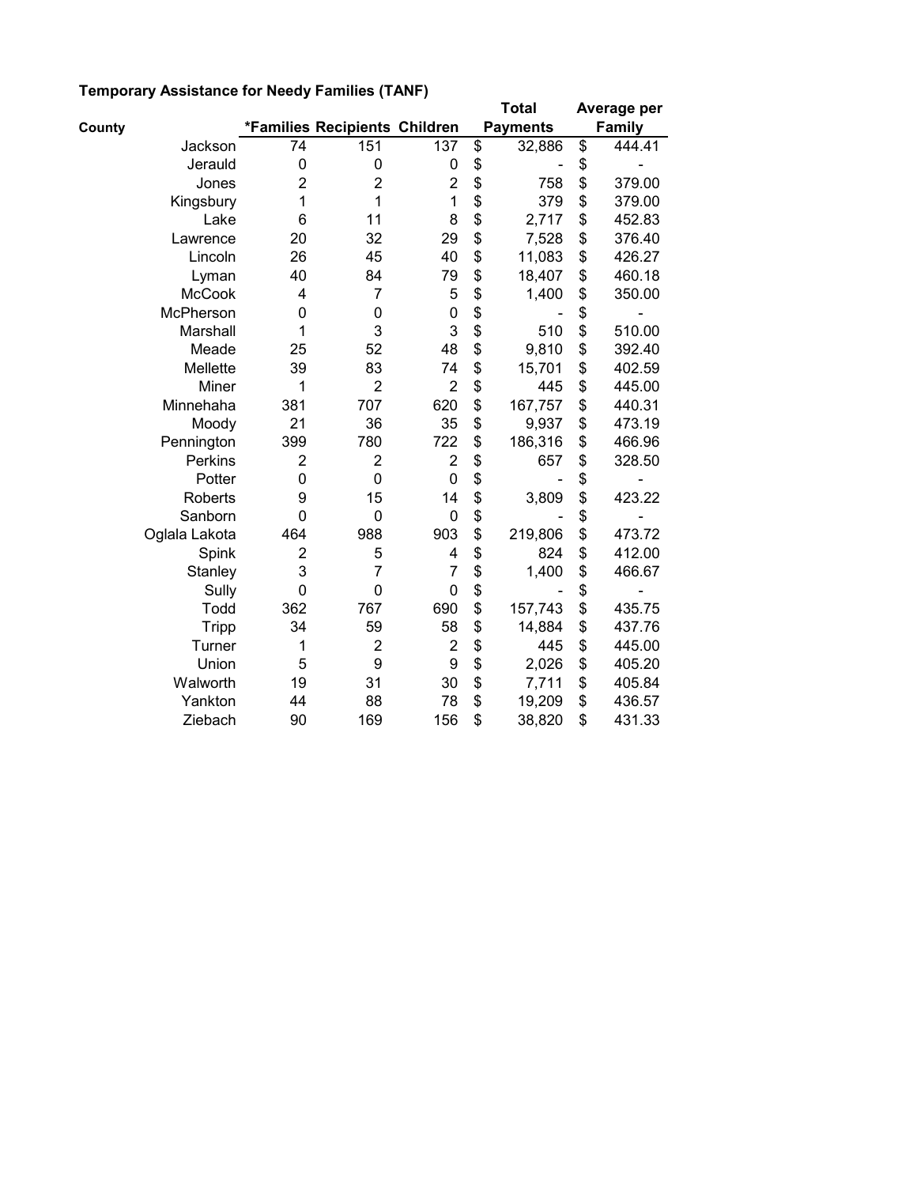**Temporary Assistance for Needy Families (TANF)**

| County | *Families | Recipients | Children | Total Payments | Average per Family |
|---|---|---|---|---|---|
| Jackson | 74 | 151 | 137 | $ 32,886 | $ 444.41 |
| Jerauld | 0 | 0 | 0 | $ - | $ - |
| Jones | 2 | 2 | 2 | $ 758 | $ 379.00 |
| Kingsbury | 1 | 1 | 1 | $ 379 | $ 379.00 |
| Lake | 6 | 11 | 8 | $ 2,717 | $ 452.83 |
| Lawrence | 20 | 32 | 29 | $ 7,528 | $ 376.40 |
| Lincoln | 26 | 45 | 40 | $ 11,083 | $ 426.27 |
| Lyman | 40 | 84 | 79 | $ 18,407 | $ 460.18 |
| McCook | 4 | 7 | 5 | $ 1,400 | $ 350.00 |
| McPherson | 0 | 0 | 0 | $ - | $ - |
| Marshall | 1 | 3 | 3 | $ 510 | $ 510.00 |
| Meade | 25 | 52 | 48 | $ 9,810 | $ 392.40 |
| Mellette | 39 | 83 | 74 | $ 15,701 | $ 402.59 |
| Miner | 1 | 2 | 2 | $ 445 | $ 445.00 |
| Minnehaha | 381 | 707 | 620 | $ 167,757 | $ 440.31 |
| Moody | 21 | 36 | 35 | $ 9,937 | $ 473.19 |
| Pennington | 399 | 780 | 722 | $ 186,316 | $ 466.96 |
| Perkins | 2 | 2 | 2 | $ 657 | $ 328.50 |
| Potter | 0 | 0 | 0 | $ - | $ - |
| Roberts | 9 | 15 | 14 | $ 3,809 | $ 423.22 |
| Sanborn | 0 | 0 | 0 | $ - | $ - |
| Oglala Lakota | 464 | 988 | 903 | $ 219,806 | $ 473.72 |
| Spink | 2 | 5 | 4 | $ 824 | $ 412.00 |
| Stanley | 3 | 7 | 7 | $ 1,400 | $ 466.67 |
| Sully | 0 | 0 | 0 | $ - | $ - |
| Todd | 362 | 767 | 690 | $ 157,743 | $ 435.75 |
| Tripp | 34 | 59 | 58 | $ 14,884 | $ 437.76 |
| Turner | 1 | 2 | 2 | $ 445 | $ 445.00 |
| Union | 5 | 9 | 9 | $ 2,026 | $ 405.20 |
| Walworth | 19 | 31 | 30 | $ 7,711 | $ 405.84 |
| Yankton | 44 | 88 | 78 | $ 19,209 | $ 436.57 |
| Ziebach | 90 | 169 | 156 | $ 38,820 | $ 431.33 |